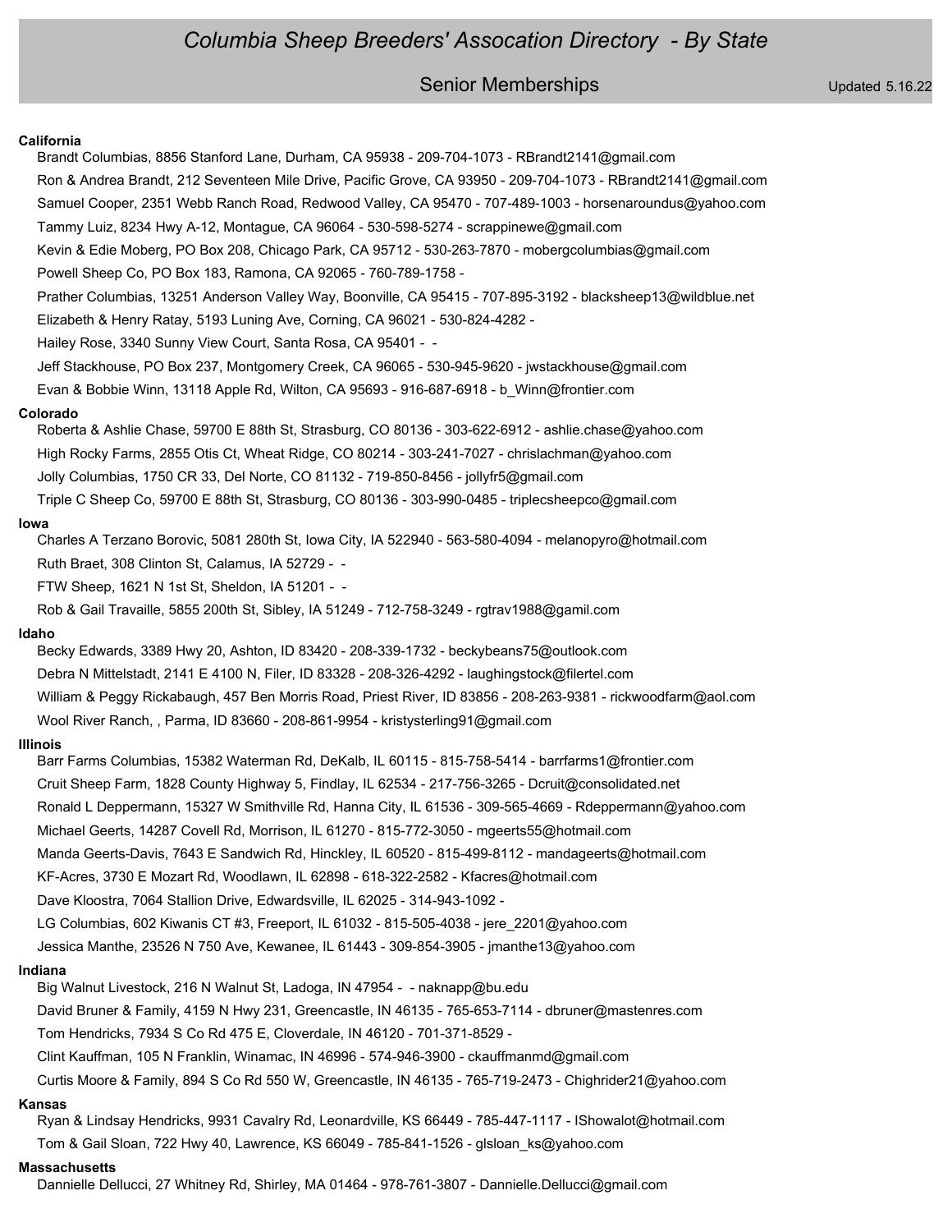# Columbia Sheep Breeders' Assocation Directory - By State

## Senior Memberships

Updated 5.16.22

**California**

Brandt Columbias, 8856 Stanford Lane, Durham, CA 95938 - 209-704-1073 - RBrandt2141@gmail.com

Ron & Andrea Brandt, 212 Seventeen Mile Drive, Pacific Grove, CA 93950 - 209-704-1073 - RBrandt2141@gmail.com

Samuel Cooper, 2351 Webb Ranch Road, Redwood Valley, CA 95470 - 707-489-1003 - horsenaroundus@yahoo.com

Tammy Luiz, 8234 Hwy A-12, Montague, CA 96064 - 530-598-5274 - scrappinewe@gmail.com

Kevin & Edie Moberg, PO Box 208, Chicago Park, CA 95712 - 530-263-7870 - mobergcolumbias@gmail.com

Powell Sheep Co, PO Box 183, Ramona, CA 92065 - 760-789-1758 -

Prather Columbias, 13251 Anderson Valley Way, Boonville, CA 95415 - 707-895-3192 - blacksheep13@wildblue.net

Elizabeth & Henry Ratay, 5193 Luning Ave, Corning, CA 96021 - 530-824-4282 -

Hailey Rose, 3340 Sunny View Court, Santa Rosa, CA 95401 - -

Jeff Stackhouse, PO Box 237, Montgomery Creek, CA 96065 - 530-945-9620 - jwstackhouse@gmail.com

Evan & Bobbie Winn, 13118 Apple Rd, Wilton, CA 95693 - 916-687-6918 - b_Winn@frontier.com

**Colorado**

Roberta & Ashlie Chase, 59700 E 88th St, Strasburg, CO 80136 - 303-622-6912 - ashlie.chase@yahoo.com

High Rocky Farms, 2855 Otis Ct, Wheat Ridge, CO 80214 - 303-241-7027 - chrislachman@yahoo.com

Jolly Columbias, 1750 CR 33, Del Norte, CO 81132 - 719-850-8456 - jollyfr5@gmail.com

Triple C Sheep Co, 59700 E 88th St, Strasburg, CO 80136 - 303-990-0485 - triplecsheepco@gmail.com

**Iowa**

Charles A Terzano Borovic, 5081 280th St, Iowa City, IA 522940 - 563-580-4094 - melanopyro@hotmail.com

Ruth Braet, 308 Clinton St, Calamus, IA 52729 - -

FTW Sheep, 1621 N 1st St, Sheldon, IA 51201 - -

Rob & Gail Travaille, 5855 200th St, Sibley, IA 51249 - 712-758-3249 - rgtrav1988@gamil.com

**Idaho**

Becky Edwards, 3389 Hwy 20, Ashton, ID 83420 - 208-339-1732 - beckybeans75@outlook.com

Debra N Mittelstadt, 2141 E 4100 N, Filer, ID 83328 - 208-326-4292 - laughingstock@filertel.com

William & Peggy Rickabaugh, 457 Ben Morris Road, Priest River, ID 83856 - 208-263-9381 - rickwoodfarm@aol.com

Wool River Ranch, , Parma, ID 83660 - 208-861-9954 - kristysterling91@gmail.com

**Illinois**

Barr Farms Columbias, 15382 Waterman Rd, DeKalb, IL 60115 - 815-758-5414 - barrfarms1@frontier.com

Cruit Sheep Farm, 1828 County Highway 5, Findlay, IL 62534 - 217-756-3265 - Dcruit@consolidated.net

Ronald L Deppermann, 15327 W Smithville Rd, Hanna City, IL 61536 - 309-565-4669 - Rdeppermann@yahoo.com

Michael Geerts, 14287 Covell Rd, Morrison, IL 61270 - 815-772-3050 - mgeerts55@hotmail.com

Manda Geerts-Davis, 7643 E Sandwich Rd, Hinckley, IL 60520 - 815-499-8112 - mandageerts@hotmail.com

KF-Acres, 3730 E Mozart Rd, Woodlawn, IL 62898 - 618-322-2582 - Kfacres@hotmail.com

Dave Kloostra, 7064 Stallion Drive, Edwardsville, IL 62025 - 314-943-1092 -

LG Columbias, 602 Kiwanis CT #3, Freeport, IL 61032 - 815-505-4038 - jere_2201@yahoo.com

Jessica Manthe, 23526 N 750 Ave, Kewanee, IL 61443 - 309-854-3905 - jmanthe13@yahoo.com

**Indiana**

Big Walnut Livestock, 216 N Walnut St, Ladoga, IN 47954 - - naknapp@bu.edu

David Bruner & Family, 4159 N Hwy 231, Greencastle, IN 46135 - 765-653-7114 - dbruner@mastenres.com

Tom Hendricks, 7934 S Co Rd 475 E, Cloverdale, IN 46120 - 701-371-8529 -

Clint Kauffman, 105 N Franklin, Winamac, IN 46996 - 574-946-3900 - ckauffmanmd@gmail.com

Curtis Moore & Family, 894 S Co Rd 550 W, Greencastle, IN 46135 - 765-719-2473 - Chighrider21@yahoo.com

**Kansas**

Ryan & Lindsay Hendricks, 9931 Cavalry Rd, Leonardville, KS 66449 - 785-447-1117 - lShowalot@hotmail.com

Tom & Gail Sloan, 722 Hwy 40, Lawrence, KS 66049 - 785-841-1526 - glsloan_ks@yahoo.com

**Massachusetts**

Dannielle Dellucci, 27 Whitney Rd, Shirley, MA 01464 - 978-761-3807 - Dannielle.Dellucci@gmail.com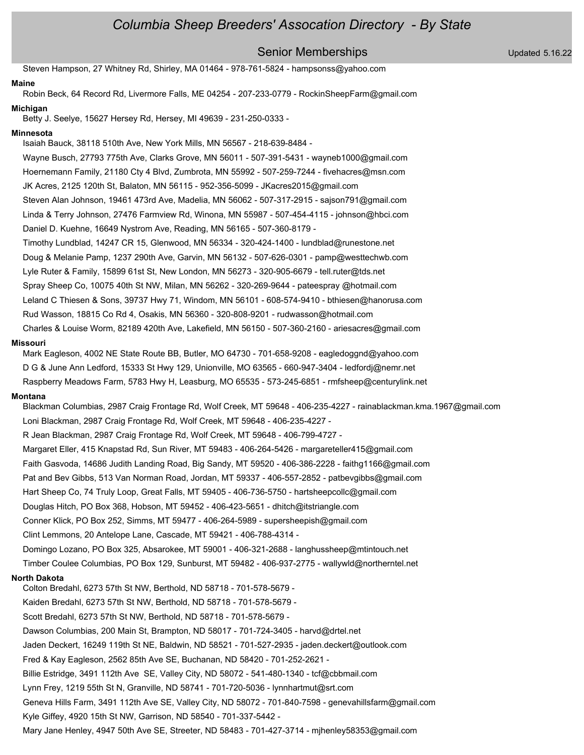Steven Hampson, 27 Whitney Rd, Shirley, MA 01464 - 978-761-5824 - hampsonss@yahoo.com

**Maine**

Robin Beck, 64 Record Rd, Livermore Falls, ME 04254 - 207-233-0779 - RockinSheepFarm@gmail.com

**Michigan**

Betty J. Seelye, 15627 Hersey Rd, Hersey, MI 49639 - 231-250-0333 -

**Minnesota**

Isaiah Bauck, 38118 510th Ave, New York Mills, MN 56567 - 218-639-8484 -

Wayne Busch, 27793 775th Ave, Clarks Grove, MN 56011 - 507-391-5431 - wayneb1000@gmail.com

Hoernemann Family, 21180 Cty 4 Blvd, Zumbrota, MN 55992 - 507-259-7244 - fivehacres@msn.com

JK Acres, 2125 120th St, Balaton, MN 56115 - 952-356-5099 - JKacres2015@gmail.com

Steven Alan Johnson, 19461 473rd Ave, Madelia, MN 56062 - 507-317-2915 - sajson791@gmail.com

Linda & Terry Johnson, 27476 Farmview Rd, Winona, MN 55987 - 507-454-4115 - johnson@hbci.com

Daniel D. Kuehne, 16649 Nystrom Ave, Reading, MN 56165 - 507-360-8179 -

Timothy Lundblad, 14247 CR 15, Glenwood, MN 56334 - 320-424-1400 - lundblad@runestone.net

Doug & Melanie Pamp, 1237 290th Ave, Garvin, MN 56132 - 507-626-0301 - pamp@westtechwb.com

Lyle Ruter & Family, 15899 61st St, New London, MN 56273 - 320-905-6679 - tell.ruter@tds.net

Spray Sheep Co, 10075 40th St NW, Milan, MN 56262 - 320-269-9644 - pateespray @hotmail.com

Leland C Thiesen & Sons, 39737 Hwy 71, Windom, MN 56101 - 608-574-9410 - bthiesen@hanorusa.com

Rud Wasson, 18815 Co Rd 4, Osakis, MN 56360 - 320-808-9201 - rudwasson@hotmail.com

Charles & Louise Worm, 82189 420th Ave, Lakefield, MN 56150 - 507-360-2160 - ariesacres@gmail.com

**Missouri**

Mark Eagleson, 4002 NE State Route BB, Butler, MO 64730 - 701-658-9208 - eagledoggnd@yahoo.com

D G & June Ann Ledford, 15333 St Hwy 129, Unionville, MO 63565 - 660-947-3404 - ledfordj@nemr.net

Raspberry Meadows Farm, 5783 Hwy H, Leasburg, MO 65535 - 573-245-6851 - rmfsheep@centurylink.net

**Montana**

Blackman Columbias, 2987 Craig Frontage Rd, Wolf Creek, MT 59648 - 406-235-4227 - rainablackman.kma.1967@gmail.com

Loni Blackman, 2987 Craig Frontage Rd, Wolf Creek, MT 59648 - 406-235-4227 -

R Jean Blackman, 2987 Craig Frontage Rd, Wolf Creek, MT 59648 - 406-799-4727 -

Margaret Eller, 415 Knapstad Rd, Sun River, MT 59483 - 406-264-5426 - margareteller415@gmail.com

Faith Gasvoda, 14686 Judith Landing Road, Big Sandy, MT 59520 - 406-386-2228 - faithg1166@gmail.com

Pat and Bev Gibbs, 513 Van Norman Road, Jordan, MT 59337 - 406-557-2852 - patbevgibbs@gmail.com

Hart Sheep Co, 74 Truly Loop, Great Falls, MT 59405 - 406-736-5750 - hartsheepcollc@gmail.com

Douglas Hitch, PO Box 368, Hobson, MT 59452 - 406-423-5651 - dhitch@itstriangle.com

Conner Klick, PO Box 252, Simms, MT 59477 - 406-264-5989 - supersheepish@gmail.com

Clint Lemmons, 20 Antelope Lane, Cascade, MT 59421 - 406-788-4314 -

Domingo Lozano, PO Box 325, Absarokee, MT 59001 - 406-321-2688 - langhussheep@mtintouch.net

Timber Coulee Columbias, PO Box 129, Sunburst, MT 59482 - 406-937-2775 - wallywld@northerntel.net

**North Dakota**

Colton Bredahl, 6273 57th St NW, Berthold, ND 58718 - 701-578-5679 -

Kaiden Bredahl, 6273 57th St NW, Berthold, ND 58718 - 701-578-5679 -

Scott Bredahl, 6273 57th St NW, Berthold, ND 58718 - 701-578-5679 -

Dawson Columbias, 200 Main St, Brampton, ND 58017 - 701-724-3405 - harvd@drtel.net

Jaden Deckert, 16249 119th St NE, Baldwin, ND 58521 - 701-527-2935 - jaden.deckert@outlook.com

Fred & Kay Eagleson, 2562 85th Ave SE, Buchanan, ND 58420 - 701-252-2621 -

Billie Estridge, 3491 112th Ave SE, Valley City, ND 58072 - 541-480-1340 - tcf@cbbmail.com

Lynn Frey, 1219 55th St N, Granville, ND 58741 - 701-720-5036 - lynnhartmut@srt.com

Geneva Hills Farm, 3491 112th Ave SE, Valley City, ND 58072 - 701-840-7598 - genevahillsfarm@gmail.com

Kyle Giffey, 4920 15th St NW, Garrison, ND 58540 - 701-337-5442 -

Mary Jane Henley, 4947 50th Ave SE, Streeter, ND 58483 - 701-427-3714 - mjhenley58353@gmail.com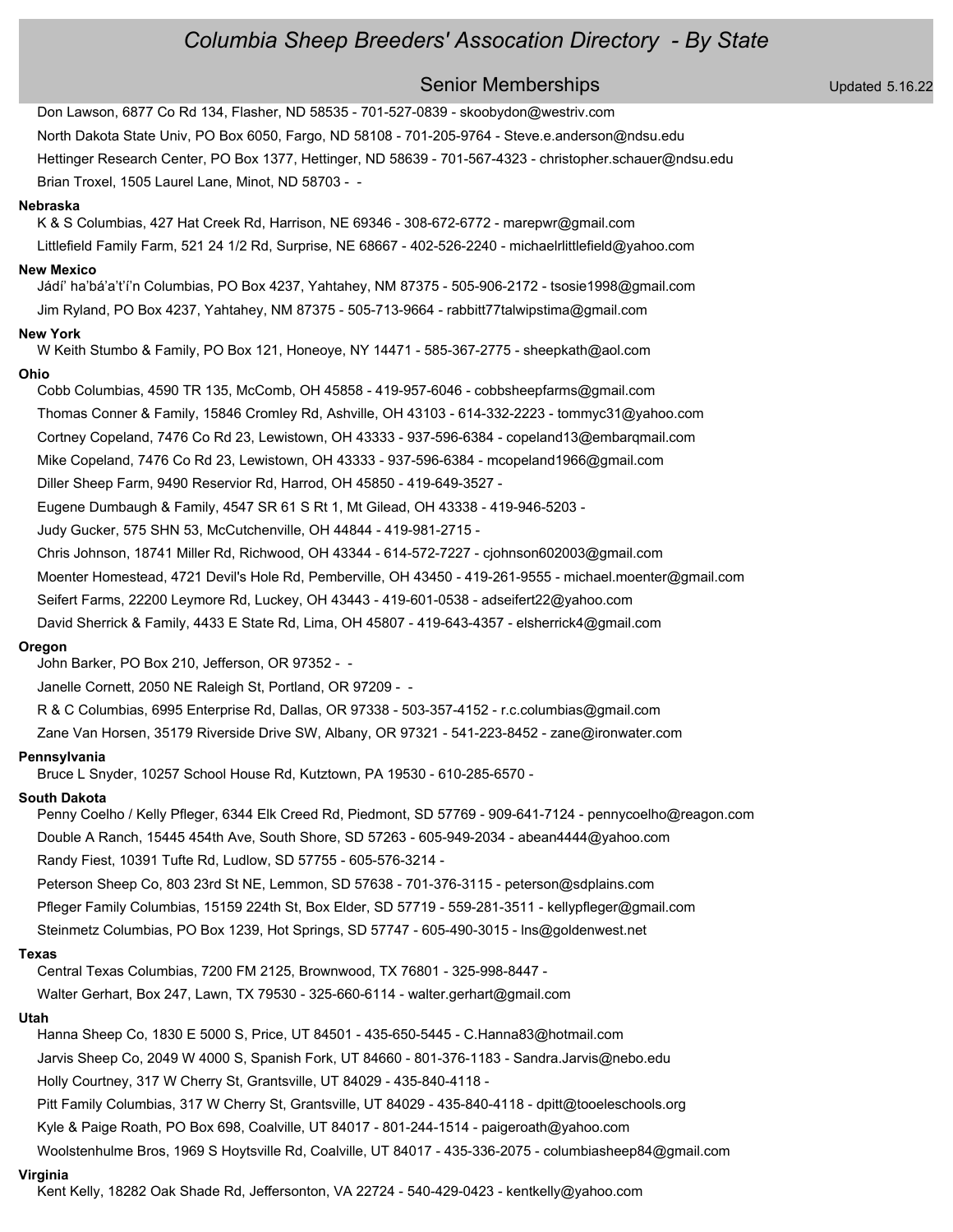# Columbia Sheep Breeders' Assocation Directory - By State

## Senior Memberships

Updated 5.16.22

Don Lawson, 6877 Co Rd 134, Flasher, ND 58535 - 701-527-0839 - skoobydon@westriv.com

North Dakota State Univ, PO Box 6050, Fargo, ND 58108 - 701-205-9764 - Steve.e.anderson@ndsu.edu

Hettinger Research Center, PO Box 1377, Hettinger, ND 58639 - 701-567-4323 - christopher.schauer@ndsu.edu

Brian Troxel, 1505 Laurel Lane, Minot, ND 58703 - -

### Nebraska

K & S Columbias, 427 Hat Creek Rd, Harrison, NE 69346 - 308-672-6772 - marepwr@gmail.com

Littlefield Family Farm, 521 24 1/2 Rd, Surprise, NE 68667 - 402-526-2240 - michaelrlittlefield@yahoo.com

### New Mexico

Jádí' ha'bá'a't'í'n Columbias, PO Box 4237, Yahtahey, NM 87375 - 505-906-2172 - tsosie1998@gmail.com

Jim Ryland, PO Box 4237, Yahtahey, NM 87375 - 505-713-9664 - rabbitt77talwipstima@gmail.com

### New York

W Keith Stumbo & Family, PO Box 121, Honeoye, NY 14471 - 585-367-2775 - sheepkath@aol.com

### Ohio

Cobb Columbias, 4590 TR 135, McComb, OH 45858 - 419-957-6046 - cobbsheepfarms@gmail.com

Thomas Conner & Family, 15846 Cromley Rd, Ashville, OH 43103 - 614-332-2223 - tommyc31@yahoo.com

Cortney Copeland, 7476 Co Rd 23, Lewistown, OH 43333 - 937-596-6384 - copeland13@embarqmail.com

Mike Copeland, 7476 Co Rd 23, Lewistown, OH 43333 - 937-596-6384 - mcopeland1966@gmail.com

Diller Sheep Farm, 9490 Reservior Rd, Harrod, OH 45850 - 419-649-3527 -

Eugene Dumbaugh & Family, 4547 SR 61 S Rt 1, Mt Gilead, OH 43338 - 419-946-5203 -

Judy Gucker, 575 SHN 53, McCutchenville, OH 44844 - 419-981-2715 -

Chris Johnson, 18741 Miller Rd, Richwood, OH 43344 - 614-572-7227 - cjohnson602003@gmail.com

Moenter Homestead, 4721 Devil's Hole Rd, Pemberville, OH 43450 - 419-261-9555 - michael.moenter@gmail.com

Seifert Farms, 22200 Leymore Rd, Luckey, OH 43443 - 419-601-0538 - adseifert22@yahoo.com

David Sherrick & Family, 4433 E State Rd, Lima, OH 45807 - 419-643-4357 - elsherrick4@gmail.com

### Oregon

John Barker, PO Box 210, Jefferson, OR 97352 - -

Janelle Cornett, 2050 NE Raleigh St, Portland, OR 97209 - -

R & C Columbias, 6995 Enterprise Rd, Dallas, OR 97338 - 503-357-4152 - r.c.columbias@gmail.com

Zane Van Horsen, 35179 Riverside Drive SW, Albany, OR 97321 - 541-223-8452 - zane@ironwater.com

### Pennsylvania

Bruce L Snyder, 10257 School House Rd, Kutztown, PA 19530 - 610-285-6570 -

### South Dakota

Penny Coelho / Kelly Pfleger, 6344 Elk Creed Rd, Piedmont, SD 57769 - 909-641-7124 - pennycoelho@reagon.com

Double A Ranch, 15445 454th Ave, South Shore, SD 57263 - 605-949-2034 - abean4444@yahoo.com

Randy Fiest, 10391 Tufte Rd, Ludlow, SD 57755 - 605-576-3214 -

Peterson Sheep Co, 803 23rd St NE, Lemmon, SD 57638 - 701-376-3115 - peterson@sdplains.com

Pfleger Family Columbias, 15159 224th St, Box Elder, SD 57719 - 559-281-3511 - kellypfleger@gmail.com

Steinmetz Columbias, PO Box 1239, Hot Springs, SD 57747 - 605-490-3015 - lns@goldenwest.net

### Texas

Central Texas Columbias, 7200 FM 2125, Brownwood, TX 76801 - 325-998-8447 -

Walter Gerhart, Box 247, Lawn, TX 79530 - 325-660-6114 - walter.gerhart@gmail.com

### Utah

Hanna Sheep Co, 1830 E 5000 S, Price, UT 84501 - 435-650-5445 - C.Hanna83@hotmail.com

Jarvis Sheep Co, 2049 W 4000 S, Spanish Fork, UT 84660 - 801-376-1183 - Sandra.Jarvis@nebo.edu

Holly Courtney, 317 W Cherry St, Grantsville, UT 84029 - 435-840-4118 -

Pitt Family Columbias, 317 W Cherry St, Grantsville, UT 84029 - 435-840-4118 - dpitt@tooeleschools.org

Kyle & Paige Roath, PO Box 698, Coalville, UT 84017 - 801-244-1514 - paigeroath@yahoo.com

Woolstenhulme Bros, 1969 S Hoytsville Rd, Coalville, UT 84017 - 435-336-2075 - columbiasheep84@gmail.com

### Virginia

Kent Kelly, 18282 Oak Shade Rd, Jeffersonton, VA 22724 - 540-429-0423 - kentkelly@yahoo.com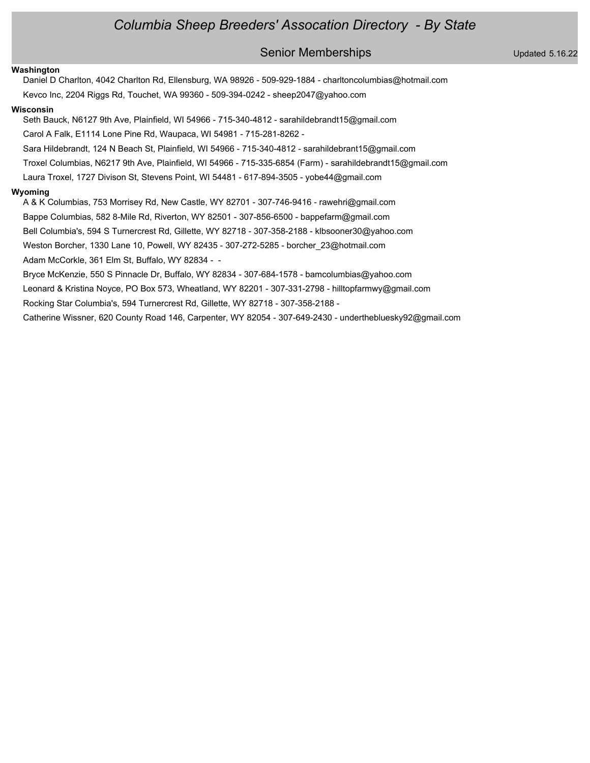# *Columbia Sheep Breeders' Assocation Directory - By State*

## Senior Memberships

Updated 5.16.22

**Washington**

Daniel D Charlton, 4042 Charlton Rd, Ellensburg, WA 98926 - 509-929-1884 - charltoncolumbias@hotmail.com

Kevco Inc, 2204 Riggs Rd, Touchet, WA 99360 - 509-394-0242 - sheep2047@yahoo.com

**Wisconsin**

Seth Bauck, N6127 9th Ave, Plainfield, WI 54966 - 715-340-4812 - sarahildebrandt15@gmail.com

Carol A Falk, E1114 Lone Pine Rd, Waupaca, WI 54981 - 715-281-8262 -

Sara Hildebrandt, 124 N Beach St, Plainfield, WI 54966 - 715-340-4812 - sarahildebrant15@gmail.com

Troxel Columbias, N6217 9th Ave, Plainfield, WI 54966 - 715-335-6854 (Farm) - sarahildebrandt15@gmail.com

Laura Troxel, 1727 Divison St, Stevens Point, WI 54481 - 617-894-3505 - yobe44@gmail.com

**Wyoming**

A & K Columbias, 753 Morrisey Rd, New Castle, WY 82701 - 307-746-9416 - rawehri@gmail.com

Bappe Columbias, 582 8-Mile Rd, Riverton, WY 82501 - 307-856-6500 - bappefarm@gmail.com

Bell Columbia's, 594 S Turnercrest Rd, Gillette, WY 82718 - 307-358-2188 - klbsooner30@yahoo.com

Weston Borcher, 1330 Lane 10, Powell, WY 82435 - 307-272-5285 - borcher_23@hotmail.com

Adam McCorkle, 361 Elm St, Buffalo, WY 82834 - -

Bryce McKenzie, 550 S Pinnacle Dr, Buffalo, WY 82834 - 307-684-1578 - bamcolumbias@yahoo.com

Leonard & Kristina Noyce, PO Box 573, Wheatland, WY 82201 - 307-331-2798 - hilltopfarmwy@gmail.com

Rocking Star Columbia's, 594 Turnercrest Rd, Gillette, WY 82718 - 307-358-2188 -

Catherine Wissner, 620 County Road 146, Carpenter, WY 82054 - 307-649-2430 - underthebluesky92@gmail.com